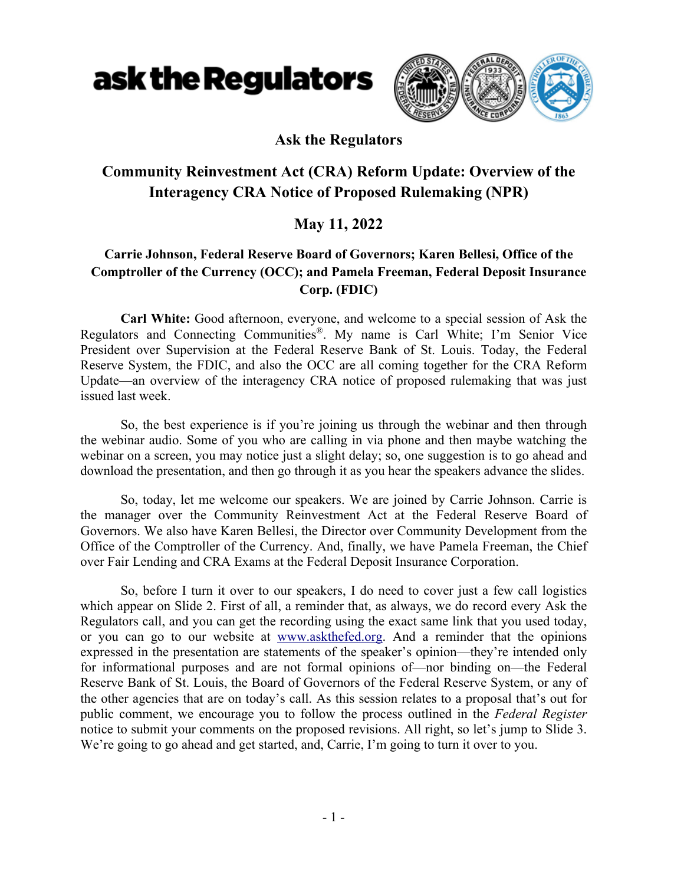# Ask the Regulators

## Community Reinvestment Act (CRA) Reform Update: Overview of the Interagency CRA Notice of Proposed Rulemaking (NPR)

### May 11, 2022

**Carrie Johnson, Federal Reserve Board of Governors; Karen Bellesi, Office of the Comptroller of the Currency (OCC); and Pamela Freeman, Federal Deposit Insurance Corp. (FDIC)**

**Carl White:** Good afternoon, everyone, and welcome to a special session of Ask the Regulators and Connecting Communities®. My name is Carl White; I'm Senior Vice President over Supervision at the Federal Reserve Bank of St. Louis. Today, the Federal Reserve System, the FDIC, and also the OCC are all coming together for the CRA Reform Update—an overview of the interagency CRA notice of proposed rulemaking that was just issued last week.

So, the best experience is if you're joining us through the webinar and then through the webinar audio. Some of you who are calling in via phone and then maybe watching the webinar on a screen, you may notice just a slight delay; so, one suggestion is to go ahead and download the presentation, and then go through it as you hear the speakers advance the slides.

So, today, let me welcome our speakers. We are joined by Carrie Johnson. Carrie is the manager over the Community Reinvestment Act at the Federal Reserve Board of Governors. We also have Karen Bellesi, the Director over Community Development from the Office of the Comptroller of the Currency. And, finally, we have Pamela Freeman, the Chief over Fair Lending and CRA Exams at the Federal Deposit Insurance Corporation.

So, before I turn it over to our speakers, I do need to cover just a few call logistics which appear on Slide 2. First of all, a reminder that, as always, we do record every Ask the Regulators call, and you can get the recording using the exact same link that you used today, or you can go to our website at www.askthefed.org. And a reminder that the opinions expressed in the presentation are statements of the speaker's opinion—they're intended only for informational purposes and are not formal opinions of—nor binding on—the Federal Reserve Bank of St. Louis, the Board of Governors of the Federal Reserve System, or any of the other agencies that are on today's call. As this session relates to a proposal that's out for public comment, we encourage you to follow the process outlined in the *Federal Register* notice to submit your comments on the proposed revisions. All right, so let's jump to Slide 3. We're going to go ahead and get started, and, Carrie, I'm going to turn it over to you.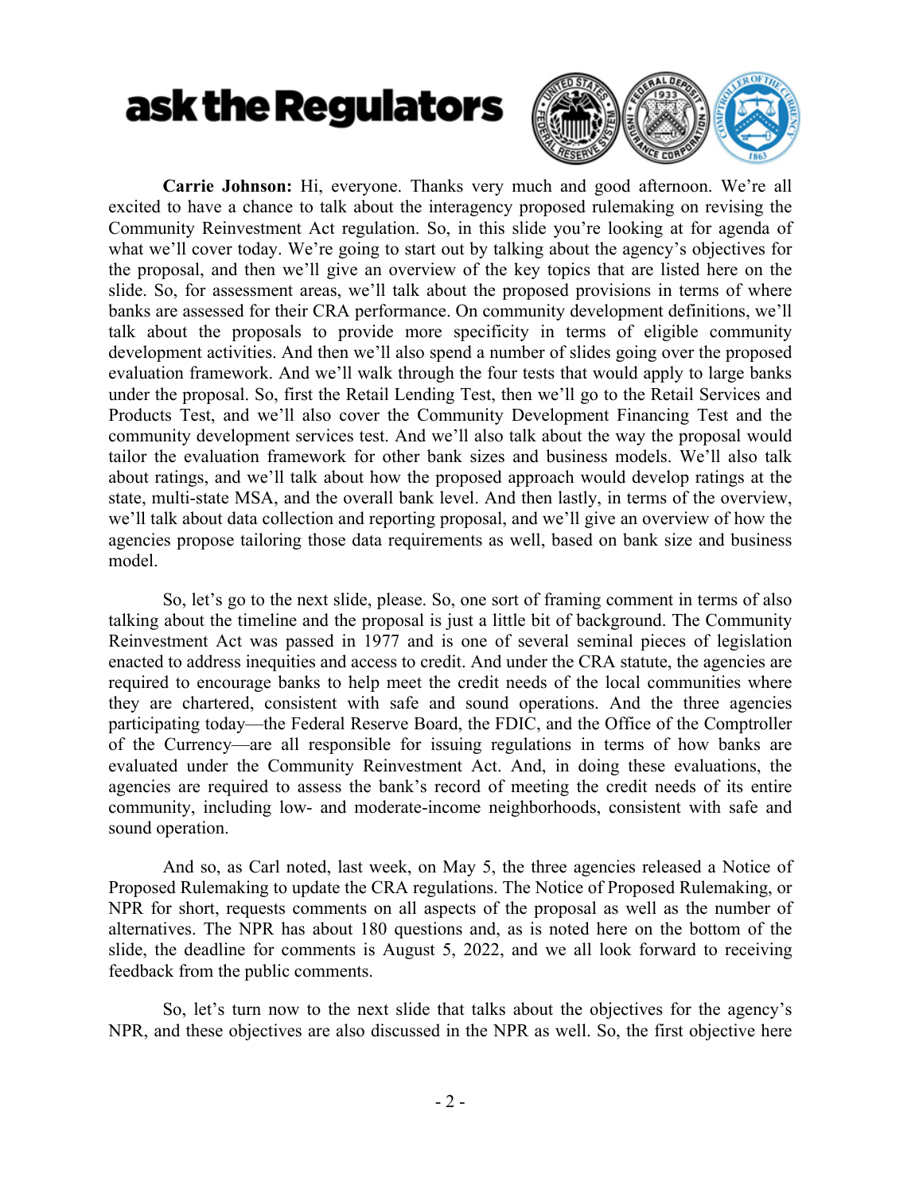**Carrie Johnson:** Hi, everyone. Thanks very much and good afternoon. We're all excited to have a chance to talk about the interagency proposed rulemaking on revising the Community Reinvestment Act regulation. So, in this slide you're looking at for agenda of what we'll cover today. We're going to start out by talking about the agency's objectives for the proposal, and then we'll give an overview of the key topics that are listed here on the slide. So, for assessment areas, we'll talk about the proposed provisions in terms of where banks are assessed for their CRA performance. On community development definitions, we'll talk about the proposals to provide more specificity in terms of eligible community development activities. And then we'll also spend a number of slides going over the proposed evaluation framework. And we'll walk through the four tests that would apply to large banks under the proposal. So, first the Retail Lending Test, then we'll go to the Retail Services and Products Test, and we'll also cover the Community Development Financing Test and the community development services test. And we'll also talk about the way the proposal would tailor the evaluation framework for other bank sizes and business models. We'll also talk about ratings, and we'll talk about how the proposed approach would develop ratings at the state, multi-state MSA, and the overall bank level. And then lastly, in terms of the overview, we'll talk about data collection and reporting proposal, and we'll give an overview of how the agencies propose tailoring those data requirements as well, based on bank size and business model.

So, let's go to the next slide, please. So, one sort of framing comment in terms of also talking about the timeline and the proposal is just a little bit of background. The Community Reinvestment Act was passed in 1977 and is one of several seminal pieces of legislation enacted to address inequities and access to credit. And under the CRA statute, the agencies are required to encourage banks to help meet the credit needs of the local communities where they are chartered, consistent with safe and sound operations. And the three agencies participating today—the Federal Reserve Board, the FDIC, and the Office of the Comptroller of the Currency—are all responsible for issuing regulations in terms of how banks are evaluated under the Community Reinvestment Act. And, in doing these evaluations, the agencies are required to assess the bank's record of meeting the credit needs of its entire community, including low- and moderate-income neighborhoods, consistent with safe and sound operation.

And so, as Carl noted, last week, on May 5, the three agencies released a Notice of Proposed Rulemaking to update the CRA regulations. The Notice of Proposed Rulemaking, or NPR for short, requests comments on all aspects of the proposal as well as the number of alternatives. The NPR has about 180 questions and, as is noted here on the bottom of the slide, the deadline for comments is August 5, 2022, and we all look forward to receiving feedback from the public comments.

So, let's turn now to the next slide that talks about the objectives for the agency's NPR, and these objectives are also discussed in the NPR as well. So, the first objective here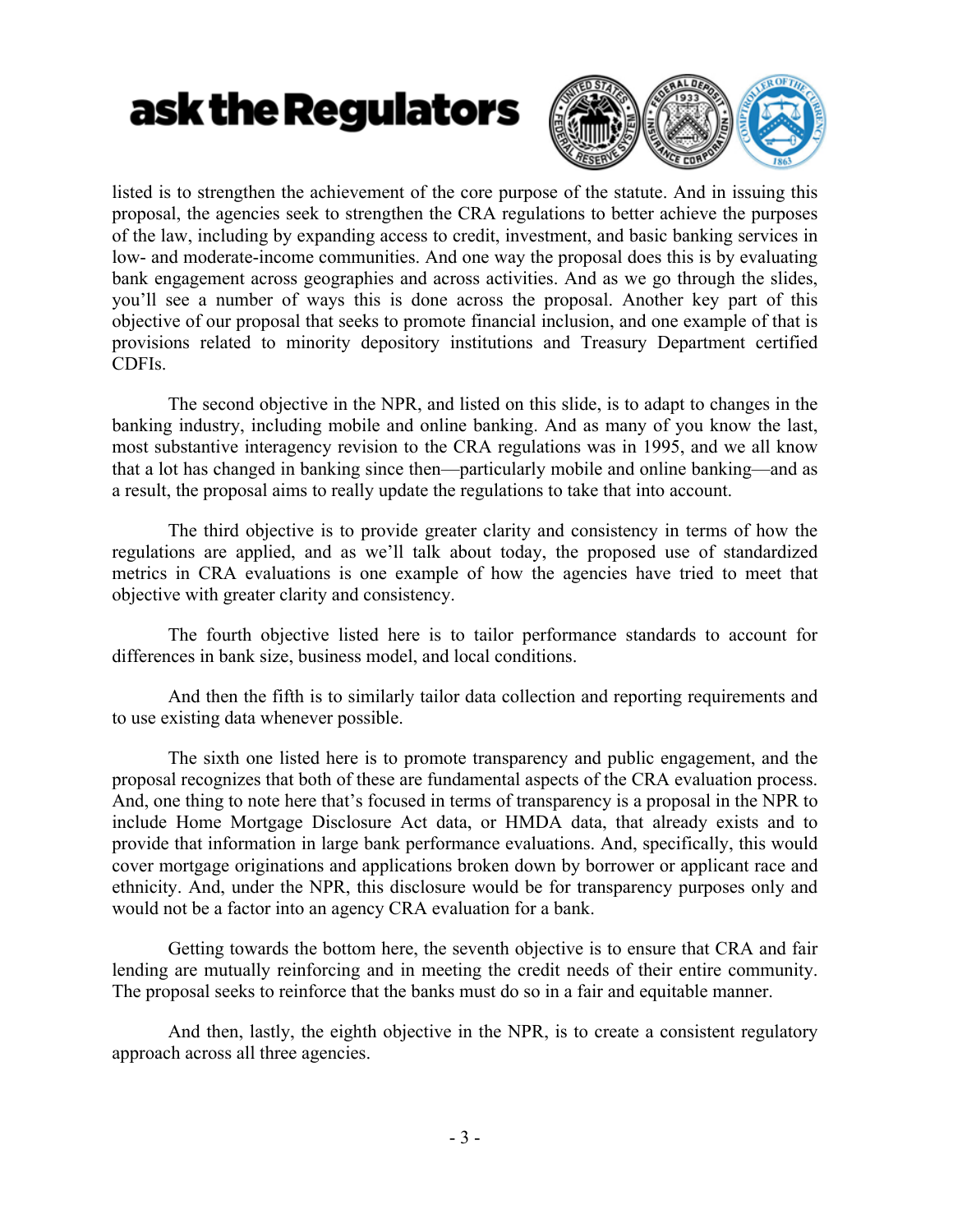listed is to strengthen the achievement of the core purpose of the statute. And in issuing this proposal, the agencies seek to strengthen the CRA regulations to better achieve the purposes of the law, including by expanding access to credit, investment, and basic banking services in low- and moderate-income communities. And one way the proposal does this is by evaluating bank engagement across geographies and across activities. And as we go through the slides, you'll see a number of ways this is done across the proposal. Another key part of this objective of our proposal that seeks to promote financial inclusion, and one example of that is provisions related to minority depository institutions and Treasury Department certified CDFIs.

The second objective in the NPR, and listed on this slide, is to adapt to changes in the banking industry, including mobile and online banking. And as many of you know the last, most substantive interagency revision to the CRA regulations was in 1995, and we all know that a lot has changed in banking since then—particularly mobile and online banking—and as a result, the proposal aims to really update the regulations to take that into account.

The third objective is to provide greater clarity and consistency in terms of how the regulations are applied, and as we'll talk about today, the proposed use of standardized metrics in CRA evaluations is one example of how the agencies have tried to meet that objective with greater clarity and consistency.

The fourth objective listed here is to tailor performance standards to account for differences in bank size, business model, and local conditions.

And then the fifth is to similarly tailor data collection and reporting requirements and to use existing data whenever possible.

The sixth one listed here is to promote transparency and public engagement, and the proposal recognizes that both of these are fundamental aspects of the CRA evaluation process. And, one thing to note here that's focused in terms of transparency is a proposal in the NPR to include Home Mortgage Disclosure Act data, or HMDA data, that already exists and to provide that information in large bank performance evaluations. And, specifically, this would cover mortgage originations and applications broken down by borrower or applicant race and ethnicity. And, under the NPR, this disclosure would be for transparency purposes only and would not be a factor into an agency CRA evaluation for a bank.

Getting towards the bottom here, the seventh objective is to ensure that CRA and fair lending are mutually reinforcing and in meeting the credit needs of their entire community. The proposal seeks to reinforce that the banks must do so in a fair and equitable manner.

And then, lastly, the eighth objective in the NPR, is to create a consistent regulatory approach across all three agencies.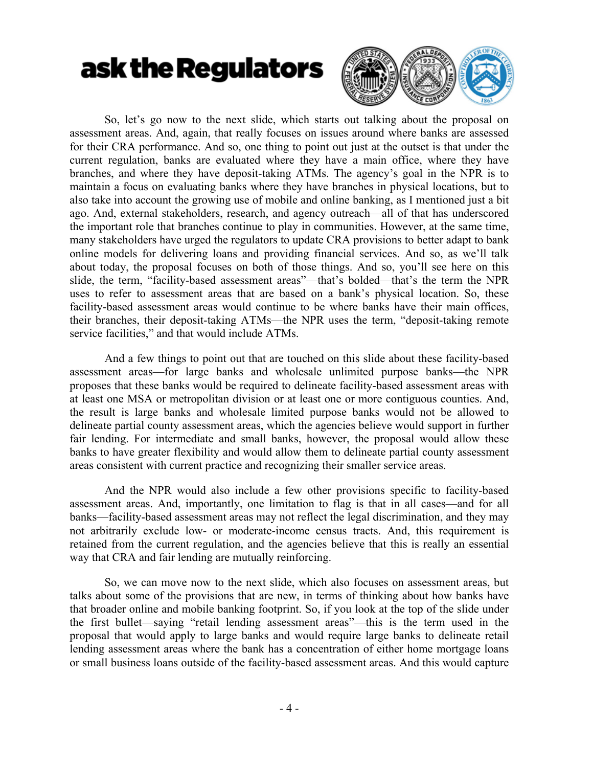So, let's go now to the next slide, which starts out talking about the proposal on assessment areas. And, again, that really focuses on issues around where banks are assessed for their CRA performance. And so, one thing to point out just at the outset is that under the current regulation, banks are evaluated where they have a main office, where they have branches, and where they have deposit-taking ATMs. The agency's goal in the NPR is to maintain a focus on evaluating banks where they have branches in physical locations, but to also take into account the growing use of mobile and online banking, as I mentioned just a bit ago. And, external stakeholders, research, and agency outreach—all of that has underscored the important role that branches continue to play in communities. However, at the same time, many stakeholders have urged the regulators to update CRA provisions to better adapt to bank online models for delivering loans and providing financial services. And so, as we'll talk about today, the proposal focuses on both of those things. And so, you'll see here on this slide, the term, "facility-based assessment areas"—that's bolded—that's the term the NPR uses to refer to assessment areas that are based on a bank's physical location. So, these facility-based assessment areas would continue to be where banks have their main offices, their branches, their deposit-taking ATMs—the NPR uses the term, "deposit-taking remote service facilities," and that would include ATMs.

And a few things to point out that are touched on this slide about these facility-based assessment areas—for large banks and wholesale unlimited purpose banks—the NPR proposes that these banks would be required to delineate facility-based assessment areas with at least one MSA or metropolitan division or at least one or more contiguous counties. And, the result is large banks and wholesale limited purpose banks would not be allowed to delineate partial county assessment areas, which the agencies believe would support in further fair lending. For intermediate and small banks, however, the proposal would allow these banks to have greater flexibility and would allow them to delineate partial county assessment areas consistent with current practice and recognizing their smaller service areas.

And the NPR would also include a few other provisions specific to facility-based assessment areas. And, importantly, one limitation to flag is that in all cases—and for all banks—facility-based assessment areas may not reflect the legal discrimination, and they may not arbitrarily exclude low- or moderate-income census tracts. And, this requirement is retained from the current regulation, and the agencies believe that this is really an essential way that CRA and fair lending are mutually reinforcing.

So, we can move now to the next slide, which also focuses on assessment areas, but talks about some of the provisions that are new, in terms of thinking about how banks have that broader online and mobile banking footprint. So, if you look at the top of the slide under the first bullet—saying "retail lending assessment areas"—this is the term used in the proposal that would apply to large banks and would require large banks to delineate retail lending assessment areas where the bank has a concentration of either home mortgage loans or small business loans outside of the facility-based assessment areas. And this would capture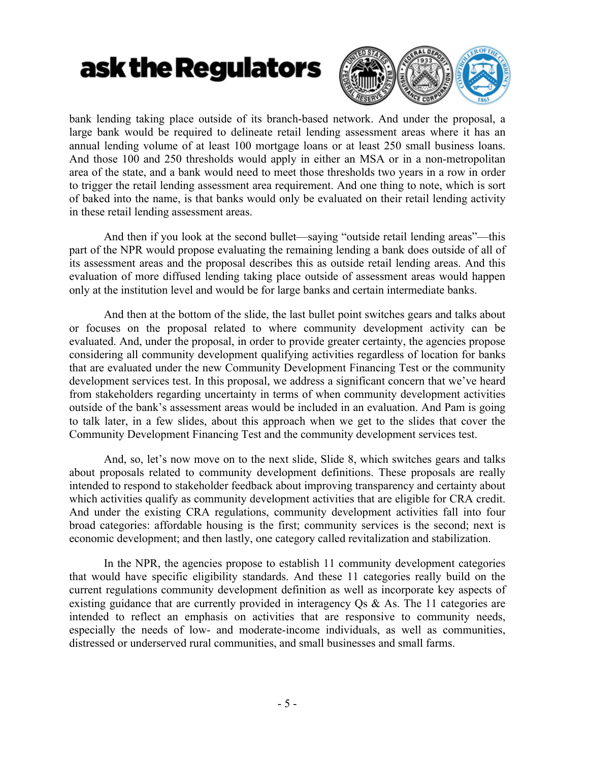bank lending taking place outside of its branch-based network. And under the proposal, a large bank would be required to delineate retail lending assessment areas where it has an annual lending volume of at least 100 mortgage loans or at least 250 small business loans. And those 100 and 250 thresholds would apply in either an MSA or in a non-metropolitan area of the state, and a bank would need to meet those thresholds two years in a row in order to trigger the retail lending assessment area requirement. And one thing to note, which is sort of baked into the name, is that banks would only be evaluated on their retail lending activity in these retail lending assessment areas.

And then if you look at the second bullet—saying "outside retail lending areas"—this part of the NPR would propose evaluating the remaining lending a bank does outside of all of its assessment areas and the proposal describes this as outside retail lending areas. And this evaluation of more diffused lending taking place outside of assessment areas would happen only at the institution level and would be for large banks and certain intermediate banks.

And then at the bottom of the slide, the last bullet point switches gears and talks about or focuses on the proposal related to where community development activity can be evaluated. And, under the proposal, in order to provide greater certainty, the agencies propose considering all community development qualifying activities regardless of location for banks that are evaluated under the new Community Development Financing Test or the community development services test. In this proposal, we address a significant concern that we've heard from stakeholders regarding uncertainty in terms of when community development activities outside of the bank's assessment areas would be included in an evaluation. And Pam is going to talk later, in a few slides, about this approach when we get to the slides that cover the Community Development Financing Test and the community development services test.

And, so, let's now move on to the next slide, Slide 8, which switches gears and talks about proposals related to community development definitions. These proposals are really intended to respond to stakeholder feedback about improving transparency and certainty about which activities qualify as community development activities that are eligible for CRA credit. And under the existing CRA regulations, community development activities fall into four broad categories: affordable housing is the first; community services is the second; next is economic development; and then lastly, one category called revitalization and stabilization.

In the NPR, the agencies propose to establish 11 community development categories that would have specific eligibility standards. And these 11 categories really build on the current regulations community development definition as well as incorporate key aspects of existing guidance that are currently provided in interagency Qs & As. The 11 categories are intended to reflect an emphasis on activities that are responsive to community needs, especially the needs of low- and moderate-income individuals, as well as communities, distressed or underserved rural communities, and small businesses and small farms.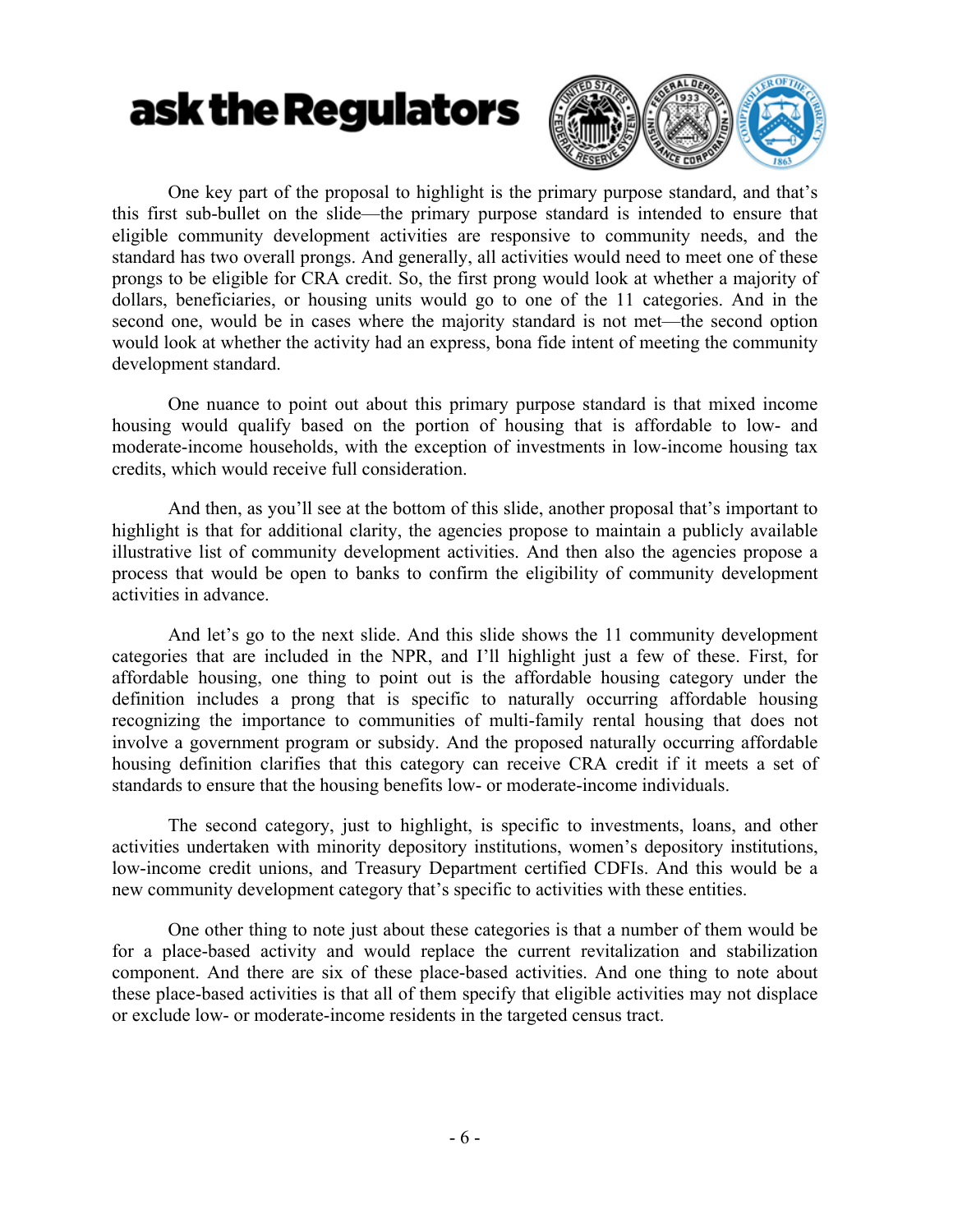One key part of the proposal to highlight is the primary purpose standard, and that's this first sub-bullet on the slide—the primary purpose standard is intended to ensure that eligible community development activities are responsive to community needs, and the standard has two overall prongs. And generally, all activities would need to meet one of these prongs to be eligible for CRA credit. So, the first prong would look at whether a majority of dollars, beneficiaries, or housing units would go to one of the 11 categories. And in the second one, would be in cases where the majority standard is not met—the second option would look at whether the activity had an express, bona fide intent of meeting the community development standard.

One nuance to point out about this primary purpose standard is that mixed income housing would qualify based on the portion of housing that is affordable to low- and moderate-income households, with the exception of investments in low-income housing tax credits, which would receive full consideration.

And then, as you'll see at the bottom of this slide, another proposal that's important to highlight is that for additional clarity, the agencies propose to maintain a publicly available illustrative list of community development activities. And then also the agencies propose a process that would be open to banks to confirm the eligibility of community development activities in advance.

And let's go to the next slide. And this slide shows the 11 community development categories that are included in the NPR, and I'll highlight just a few of these. First, for affordable housing, one thing to point out is the affordable housing category under the definition includes a prong that is specific to naturally occurring affordable housing recognizing the importance to communities of multi-family rental housing that does not involve a government program or subsidy. And the proposed naturally occurring affordable housing definition clarifies that this category can receive CRA credit if it meets a set of standards to ensure that the housing benefits low- or moderate-income individuals.

The second category, just to highlight, is specific to investments, loans, and other activities undertaken with minority depository institutions, women's depository institutions, low-income credit unions, and Treasury Department certified CDFIs. And this would be a new community development category that's specific to activities with these entities.

One other thing to note just about these categories is that a number of them would be for a place-based activity and would replace the current revitalization and stabilization component. And there are six of these place-based activities. And one thing to note about these place-based activities is that all of them specify that eligible activities may not displace or exclude low- or moderate-income residents in the targeted census tract.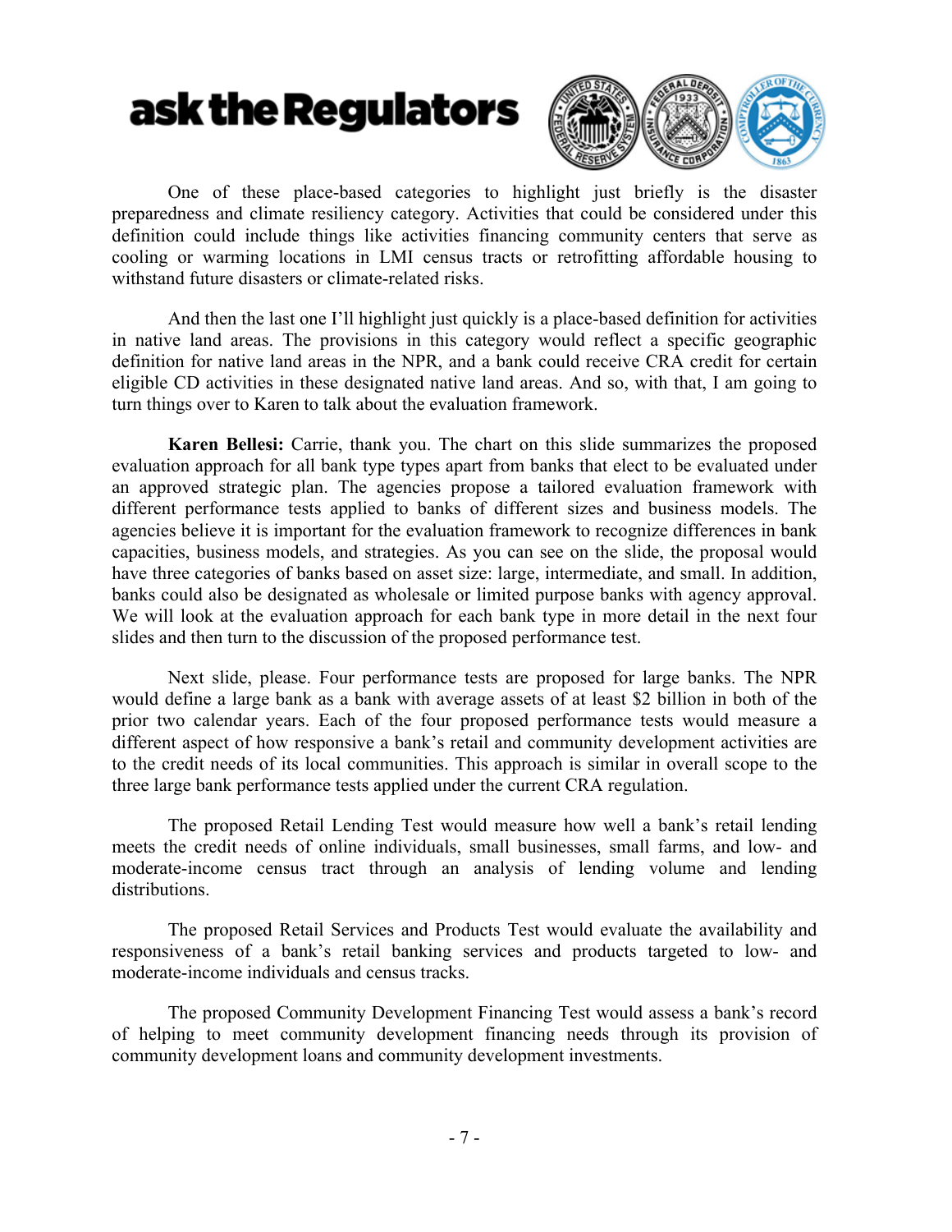One of these place-based categories to highlight just briefly is the disaster preparedness and climate resiliency category. Activities that could be considered under this definition could include things like activities financing community centers that serve as cooling or warming locations in LMI census tracts or retrofitting affordable housing to withstand future disasters or climate-related risks.

And then the last one I'll highlight just quickly is a place-based definition for activities in native land areas. The provisions in this category would reflect a specific geographic definition for native land areas in the NPR, and a bank could receive CRA credit for certain eligible CD activities in these designated native land areas. And so, with that, I am going to turn things over to Karen to talk about the evaluation framework.

**Karen Bellesi:** Carrie, thank you. The chart on this slide summarizes the proposed evaluation approach for all bank type types apart from banks that elect to be evaluated under an approved strategic plan. The agencies propose a tailored evaluation framework with different performance tests applied to banks of different sizes and business models. The agencies believe it is important for the evaluation framework to recognize differences in bank capacities, business models, and strategies. As you can see on the slide, the proposal would have three categories of banks based on asset size: large, intermediate, and small. In addition, banks could also be designated as wholesale or limited purpose banks with agency approval. We will look at the evaluation approach for each bank type in more detail in the next four slides and then turn to the discussion of the proposed performance test.

Next slide, please. Four performance tests are proposed for large banks. The NPR would define a large bank as a bank with average assets of at least $2 billion in both of the prior two calendar years. Each of the four proposed performance tests would measure a different aspect of how responsive a bank's retail and community development activities are to the credit needs of its local communities. This approach is similar in overall scope to the three large bank performance tests applied under the current CRA regulation.

The proposed Retail Lending Test would measure how well a bank's retail lending meets the credit needs of online individuals, small businesses, small farms, and low- and moderate-income census tract through an analysis of lending volume and lending distributions.

The proposed Retail Services and Products Test would evaluate the availability and responsiveness of a bank's retail banking services and products targeted to low- and moderate-income individuals and census tracks.

The proposed Community Development Financing Test would assess a bank's record of helping to meet community development financing needs through its provision of community development loans and community development investments.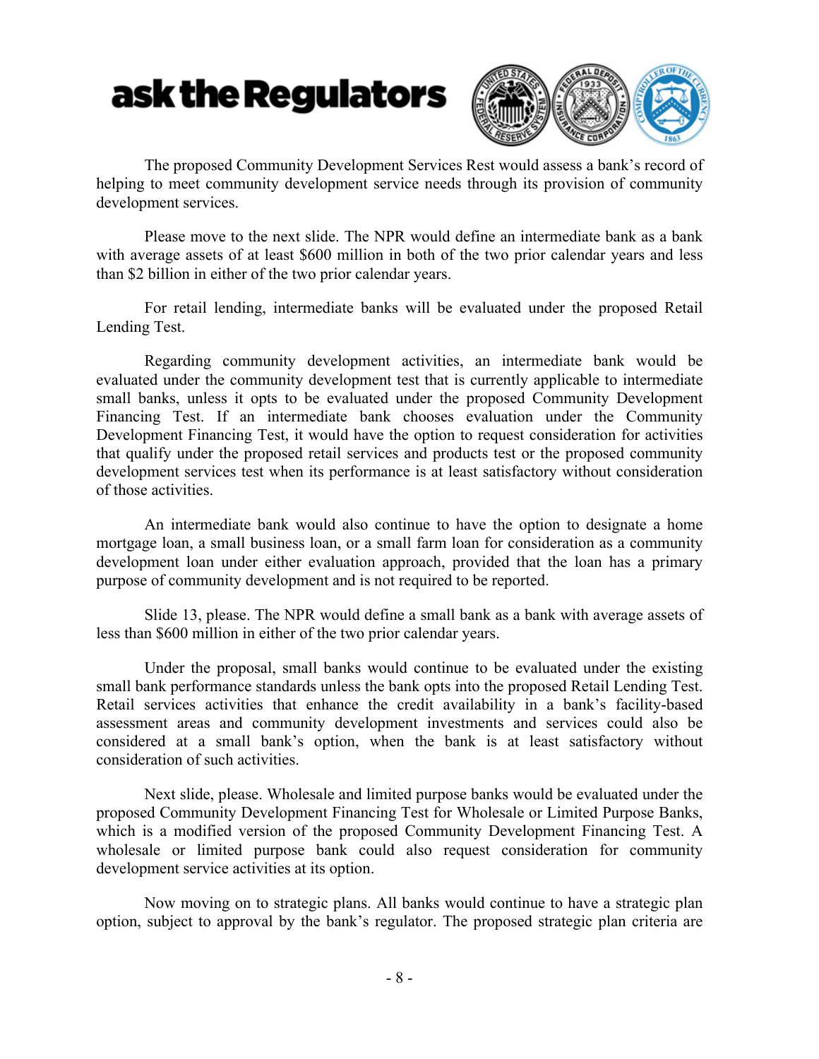The proposed Community Development Services Rest would assess a bank's record of helping to meet community development service needs through its provision of community development services.

Please move to the next slide. The NPR would define an intermediate bank as a bank with average assets of at least $600 million in both of the two prior calendar years and less than $2 billion in either of the two prior calendar years.

For retail lending, intermediate banks will be evaluated under the proposed Retail Lending Test.

Regarding community development activities, an intermediate bank would be evaluated under the community development test that is currently applicable to intermediate small banks, unless it opts to be evaluated under the proposed Community Development Financing Test. If an intermediate bank chooses evaluation under the Community Development Financing Test, it would have the option to request consideration for activities that qualify under the proposed retail services and products test or the proposed community development services test when its performance is at least satisfactory without consideration of those activities.

An intermediate bank would also continue to have the option to designate a home mortgage loan, a small business loan, or a small farm loan for consideration as a community development loan under either evaluation approach, provided that the loan has a primary purpose of community development and is not required to be reported.

Slide 13, please. The NPR would define a small bank as a bank with average assets of less than $600 million in either of the two prior calendar years.

Under the proposal, small banks would continue to be evaluated under the existing small bank performance standards unless the bank opts into the proposed Retail Lending Test. Retail services activities that enhance the credit availability in a bank's facility-based assessment areas and community development investments and services could also be considered at a small bank's option, when the bank is at least satisfactory without consideration of such activities.

Next slide, please. Wholesale and limited purpose banks would be evaluated under the proposed Community Development Financing Test for Wholesale or Limited Purpose Banks, which is a modified version of the proposed Community Development Financing Test. A wholesale or limited purpose bank could also request consideration for community development service activities at its option.

Now moving on to strategic plans. All banks would continue to have a strategic plan option, subject to approval by the bank's regulator. The proposed strategic plan criteria are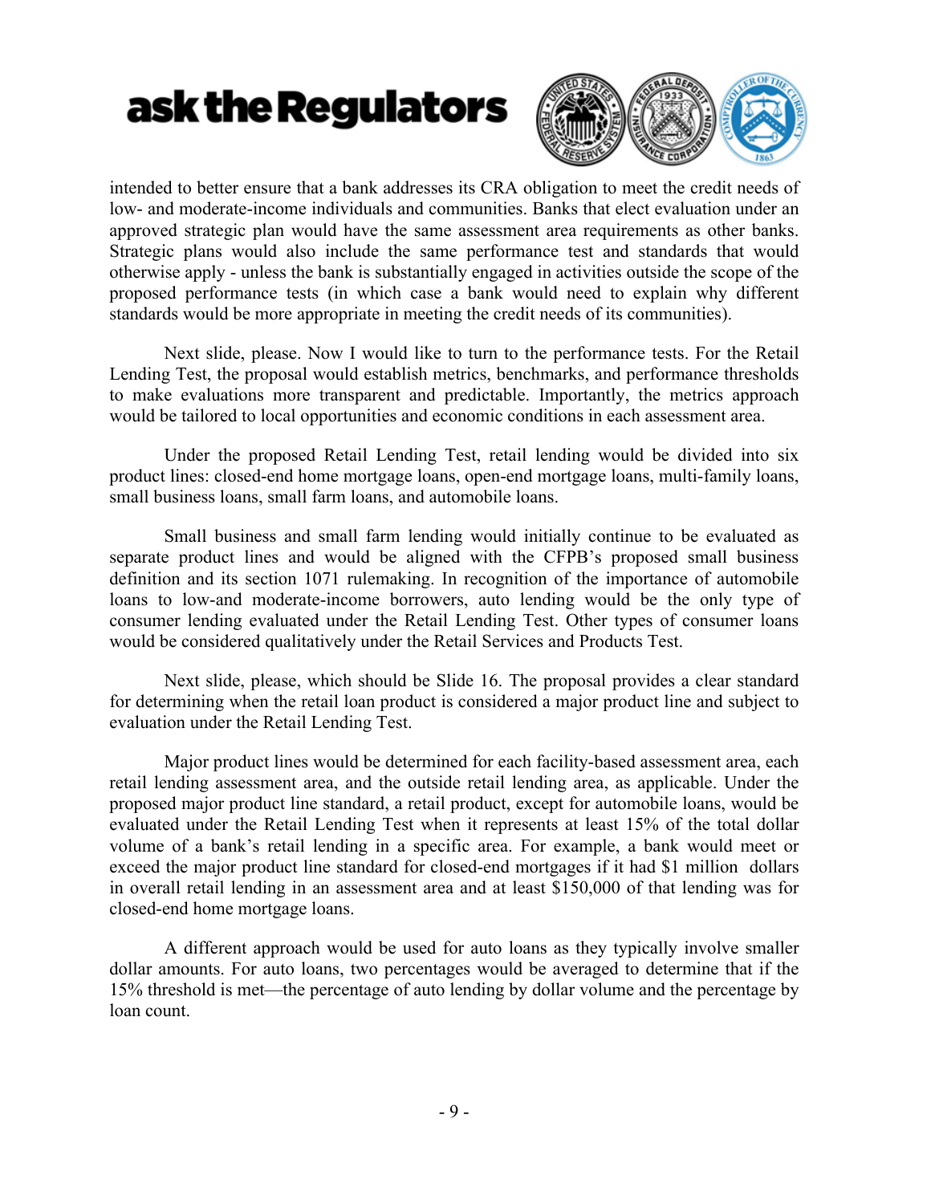intended to better ensure that a bank addresses its CRA obligation to meet the credit needs of low- and moderate-income individuals and communities. Banks that elect evaluation under an approved strategic plan would have the same assessment area requirements as other banks. Strategic plans would also include the same performance test and standards that would otherwise apply - unless the bank is substantially engaged in activities outside the scope of the proposed performance tests (in which case a bank would need to explain why different standards would be more appropriate in meeting the credit needs of its communities).

Next slide, please. Now I would like to turn to the performance tests. For the Retail Lending Test, the proposal would establish metrics, benchmarks, and performance thresholds to make evaluations more transparent and predictable. Importantly, the metrics approach would be tailored to local opportunities and economic conditions in each assessment area.

Under the proposed Retail Lending Test, retail lending would be divided into six product lines: closed-end home mortgage loans, open-end mortgage loans, multi-family loans, small business loans, small farm loans, and automobile loans.

Small business and small farm lending would initially continue to be evaluated as separate product lines and would be aligned with the CFPB's proposed small business definition and its section 1071 rulemaking. In recognition of the importance of automobile loans to low-and moderate-income borrowers, auto lending would be the only type of consumer lending evaluated under the Retail Lending Test. Other types of consumer loans would be considered qualitatively under the Retail Services and Products Test.

Next slide, please, which should be Slide 16. The proposal provides a clear standard for determining when the retail loan product is considered a major product line and subject to evaluation under the Retail Lending Test.

Major product lines would be determined for each facility-based assessment area, each retail lending assessment area, and the outside retail lending area, as applicable. Under the proposed major product line standard, a retail product, except for automobile loans, would be evaluated under the Retail Lending Test when it represents at least 15% of the total dollar volume of a bank's retail lending in a specific area. For example, a bank would meet or exceed the major product line standard for closed-end mortgages if it had $1 million dollars in overall retail lending in an assessment area and at least $150,000 of that lending was for closed-end home mortgage loans.

A different approach would be used for auto loans as they typically involve smaller dollar amounts. For auto loans, two percentages would be averaged to determine that if the 15% threshold is met—the percentage of auto lending by dollar volume and the percentage by loan count.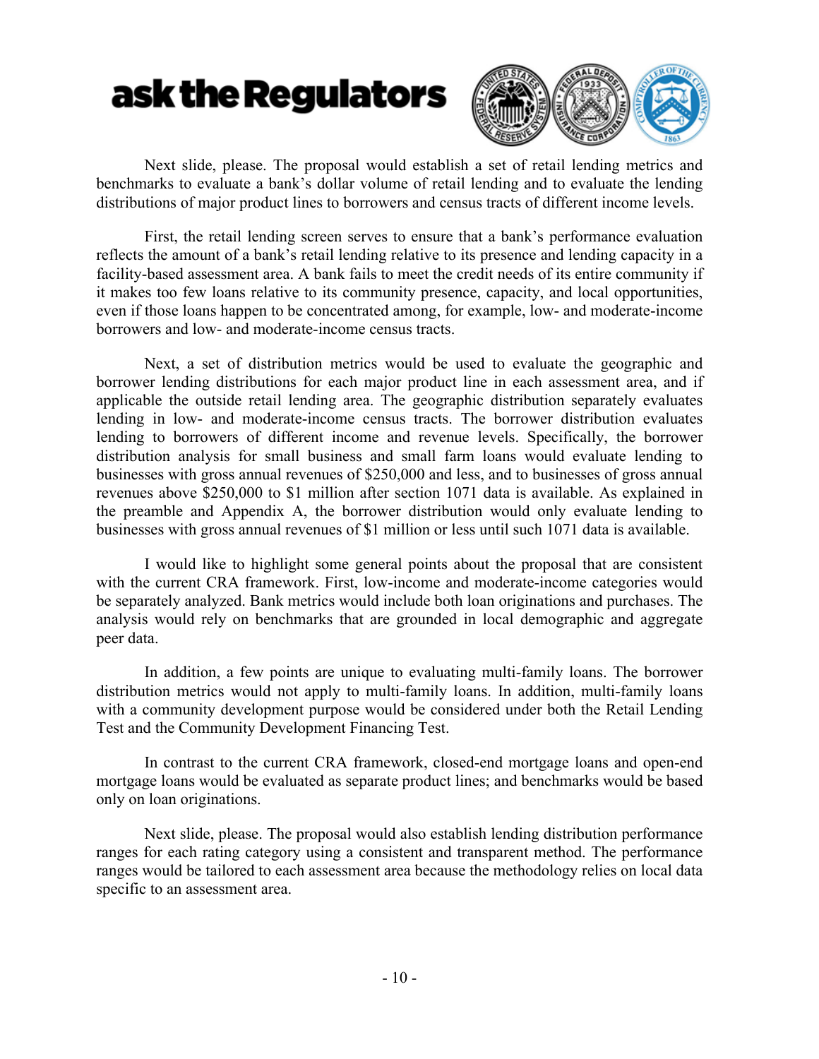Next slide, please. The proposal would establish a set of retail lending metrics and benchmarks to evaluate a bank's dollar volume of retail lending and to evaluate the lending distributions of major product lines to borrowers and census tracts of different income levels.

First, the retail lending screen serves to ensure that a bank's performance evaluation reflects the amount of a bank's retail lending relative to its presence and lending capacity in a facility-based assessment area. A bank fails to meet the credit needs of its entire community if it makes too few loans relative to its community presence, capacity, and local opportunities, even if those loans happen to be concentrated among, for example, low- and moderate-income borrowers and low- and moderate-income census tracts.

Next, a set of distribution metrics would be used to evaluate the geographic and borrower lending distributions for each major product line in each assessment area, and if applicable the outside retail lending area. The geographic distribution separately evaluates lending in low- and moderate-income census tracts. The borrower distribution evaluates lending to borrowers of different income and revenue levels. Specifically, the borrower distribution analysis for small business and small farm loans would evaluate lending to businesses with gross annual revenues of $250,000 and less, and to businesses of gross annual revenues above $250,000 to $1 million after section 1071 data is available. As explained in the preamble and Appendix A, the borrower distribution would only evaluate lending to businesses with gross annual revenues of $1 million or less until such 1071 data is available.

I would like to highlight some general points about the proposal that are consistent with the current CRA framework. First, low-income and moderate-income categories would be separately analyzed. Bank metrics would include both loan originations and purchases. The analysis would rely on benchmarks that are grounded in local demographic and aggregate peer data.

In addition, a few points are unique to evaluating multi-family loans. The borrower distribution metrics would not apply to multi-family loans. In addition, multi-family loans with a community development purpose would be considered under both the Retail Lending Test and the Community Development Financing Test.

In contrast to the current CRA framework, closed-end mortgage loans and open-end mortgage loans would be evaluated as separate product lines; and benchmarks would be based only on loan originations.

Next slide, please. The proposal would also establish lending distribution performance ranges for each rating category using a consistent and transparent method. The performance ranges would be tailored to each assessment area because the methodology relies on local data specific to an assessment area.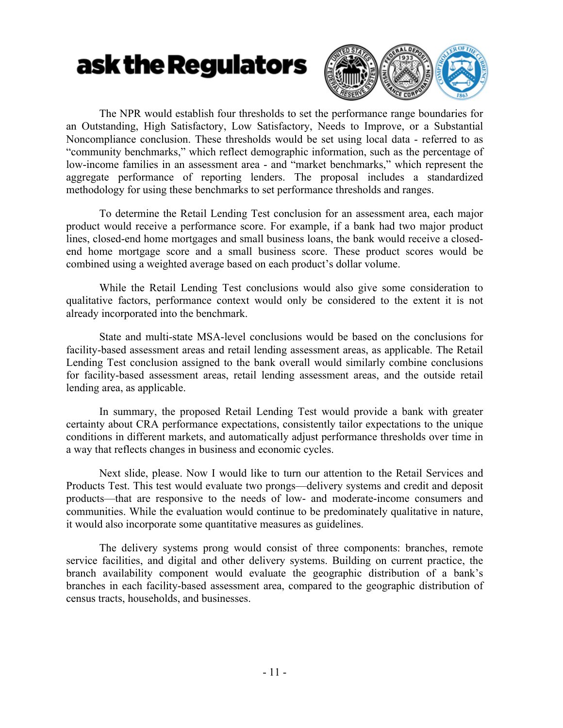The NPR would establish four thresholds to set the performance range boundaries for an Outstanding, High Satisfactory, Low Satisfactory, Needs to Improve, or a Substantial Noncompliance conclusion. These thresholds would be set using local data - referred to as "community benchmarks," which reflect demographic information, such as the percentage of low-income families in an assessment area - and "market benchmarks," which represent the aggregate performance of reporting lenders. The proposal includes a standardized methodology for using these benchmarks to set performance thresholds and ranges.

To determine the Retail Lending Test conclusion for an assessment area, each major product would receive a performance score. For example, if a bank had two major product lines, closed-end home mortgages and small business loans, the bank would receive a closed-end home mortgage score and a small business score. These product scores would be combined using a weighted average based on each product's dollar volume.

While the Retail Lending Test conclusions would also give some consideration to qualitative factors, performance context would only be considered to the extent it is not already incorporated into the benchmark.

State and multi-state MSA-level conclusions would be based on the conclusions for facility-based assessment areas and retail lending assessment areas, as applicable. The Retail Lending Test conclusion assigned to the bank overall would similarly combine conclusions for facility-based assessment areas, retail lending assessment areas, and the outside retail lending area, as applicable.

In summary, the proposed Retail Lending Test would provide a bank with greater certainty about CRA performance expectations, consistently tailor expectations to the unique conditions in different markets, and automatically adjust performance thresholds over time in a way that reflects changes in business and economic cycles.

Next slide, please. Now I would like to turn our attention to the Retail Services and Products Test. This test would evaluate two prongs—delivery systems and credit and deposit products—that are responsive to the needs of low- and moderate-income consumers and communities. While the evaluation would continue to be predominately qualitative in nature, it would also incorporate some quantitative measures as guidelines.

The delivery systems prong would consist of three components: branches, remote service facilities, and digital and other delivery systems. Building on current practice, the branch availability component would evaluate the geographic distribution of a bank's branches in each facility-based assessment area, compared to the geographic distribution of census tracts, households, and businesses.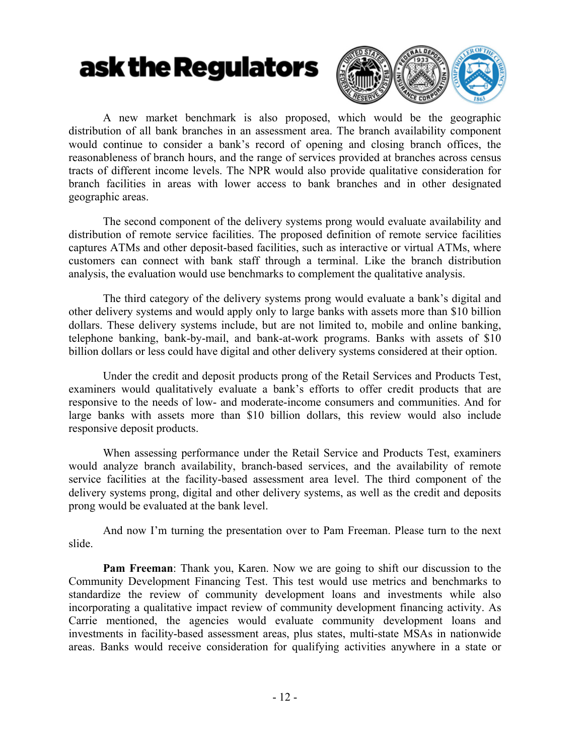A new market benchmark is also proposed, which would be the geographic distribution of all bank branches in an assessment area. The branch availability component would continue to consider a bank's record of opening and closing branch offices, the reasonableness of branch hours, and the range of services provided at branches across census tracts of different income levels. The NPR would also provide qualitative consideration for branch facilities in areas with lower access to bank branches and in other designated geographic areas.

The second component of the delivery systems prong would evaluate availability and distribution of remote service facilities. The proposed definition of remote service facilities captures ATMs and other deposit-based facilities, such as interactive or virtual ATMs, where customers can connect with bank staff through a terminal. Like the branch distribution analysis, the evaluation would use benchmarks to complement the qualitative analysis.

The third category of the delivery systems prong would evaluate a bank's digital and other delivery systems and would apply only to large banks with assets more than $10 billion dollars. These delivery systems include, but are not limited to, mobile and online banking, telephone banking, bank-by-mail, and bank-at-work programs. Banks with assets of $10 billion dollars or less could have digital and other delivery systems considered at their option.

Under the credit and deposit products prong of the Retail Services and Products Test, examiners would qualitatively evaluate a bank's efforts to offer credit products that are responsive to the needs of low- and moderate-income consumers and communities. And for large banks with assets more than $10 billion dollars, this review would also include responsive deposit products.

When assessing performance under the Retail Service and Products Test, examiners would analyze branch availability, branch-based services, and the availability of remote service facilities at the facility-based assessment area level. The third component of the delivery systems prong, digital and other delivery systems, as well as the credit and deposits prong would be evaluated at the bank level.

And now I'm turning the presentation over to Pam Freeman. Please turn to the next slide.

**Pam Freeman**: Thank you, Karen. Now we are going to shift our discussion to the Community Development Financing Test. This test would use metrics and benchmarks to standardize the review of community development loans and investments while also incorporating a qualitative impact review of community development financing activity. As Carrie mentioned, the agencies would evaluate community development loans and investments in facility-based assessment areas, plus states, multi-state MSAs in nationwide areas. Banks would receive consideration for qualifying activities anywhere in a state or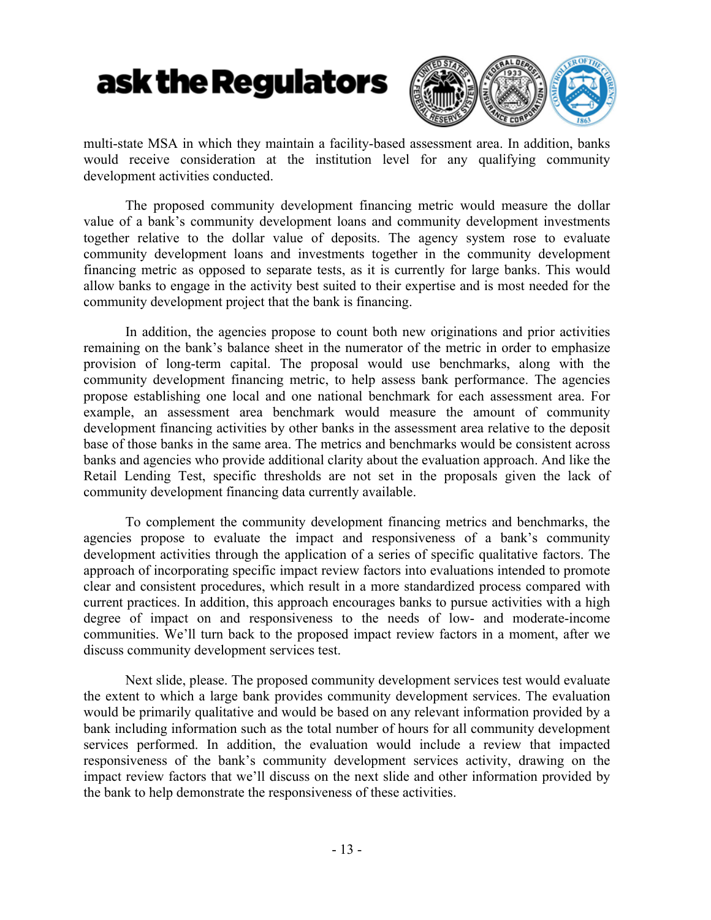multi-state MSA in which they maintain a facility-based assessment area. In addition, banks would receive consideration at the institution level for any qualifying community development activities conducted.

The proposed community development financing metric would measure the dollar value of a bank's community development loans and community development investments together relative to the dollar value of deposits. The agency system rose to evaluate community development loans and investments together in the community development financing metric as opposed to separate tests, as it is currently for large banks. This would allow banks to engage in the activity best suited to their expertise and is most needed for the community development project that the bank is financing.

In addition, the agencies propose to count both new originations and prior activities remaining on the bank's balance sheet in the numerator of the metric in order to emphasize provision of long-term capital. The proposal would use benchmarks, along with the community development financing metric, to help assess bank performance. The agencies propose establishing one local and one national benchmark for each assessment area. For example, an assessment area benchmark would measure the amount of community development financing activities by other banks in the assessment area relative to the deposit base of those banks in the same area. The metrics and benchmarks would be consistent across banks and agencies who provide additional clarity about the evaluation approach. And like the Retail Lending Test, specific thresholds are not set in the proposals given the lack of community development financing data currently available.

To complement the community development financing metrics and benchmarks, the agencies propose to evaluate the impact and responsiveness of a bank's community development activities through the application of a series of specific qualitative factors. The approach of incorporating specific impact review factors into evaluations intended to promote clear and consistent procedures, which result in a more standardized process compared with current practices. In addition, this approach encourages banks to pursue activities with a high degree of impact on and responsiveness to the needs of low- and moderate-income communities. We'll turn back to the proposed impact review factors in a moment, after we discuss community development services test.

Next slide, please. The proposed community development services test would evaluate the extent to which a large bank provides community development services. The evaluation would be primarily qualitative and would be based on any relevant information provided by a bank including information such as the total number of hours for all community development services performed. In addition, the evaluation would include a review that impacted responsiveness of the bank's community development services activity, drawing on the impact review factors that we'll discuss on the next slide and other information provided by the bank to help demonstrate the responsiveness of these activities.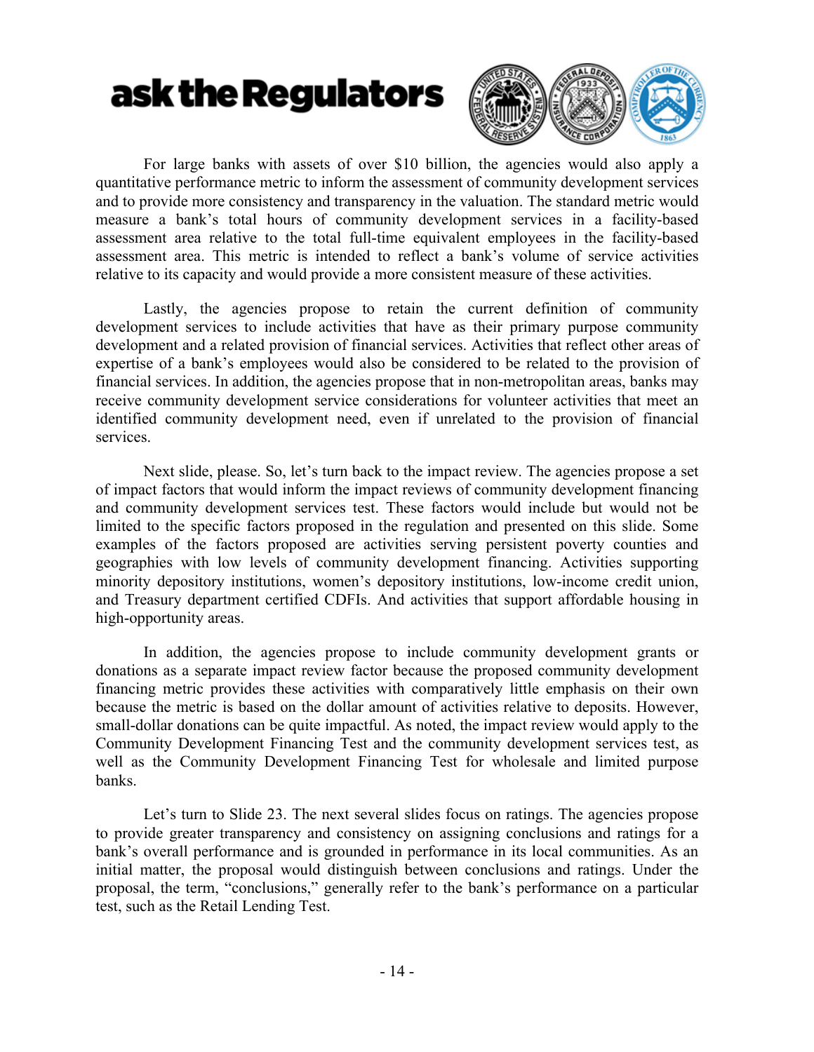For large banks with assets of over $10 billion, the agencies would also apply a quantitative performance metric to inform the assessment of community development services and to provide more consistency and transparency in the valuation. The standard metric would measure a bank's total hours of community development services in a facility-based assessment area relative to the total full-time equivalent employees in the facility-based assessment area. This metric is intended to reflect a bank's volume of service activities relative to its capacity and would provide a more consistent measure of these activities.

Lastly, the agencies propose to retain the current definition of community development services to include activities that have as their primary purpose community development and a related provision of financial services. Activities that reflect other areas of expertise of a bank's employees would also be considered to be related to the provision of financial services. In addition, the agencies propose that in non-metropolitan areas, banks may receive community development service considerations for volunteer activities that meet an identified community development need, even if unrelated to the provision of financial services.

Next slide, please. So, let's turn back to the impact review. The agencies propose a set of impact factors that would inform the impact reviews of community development financing and community development services test. These factors would include but would not be limited to the specific factors proposed in the regulation and presented on this slide. Some examples of the factors proposed are activities serving persistent poverty counties and geographies with low levels of community development financing. Activities supporting minority depository institutions, women's depository institutions, low-income credit union, and Treasury department certified CDFIs. And activities that support affordable housing in high-opportunity areas.

In addition, the agencies propose to include community development grants or donations as a separate impact review factor because the proposed community development financing metric provides these activities with comparatively little emphasis on their own because the metric is based on the dollar amount of activities relative to deposits. However, small-dollar donations can be quite impactful. As noted, the impact review would apply to the Community Development Financing Test and the community development services test, as well as the Community Development Financing Test for wholesale and limited purpose banks.

Let's turn to Slide 23. The next several slides focus on ratings. The agencies propose to provide greater transparency and consistency on assigning conclusions and ratings for a bank's overall performance and is grounded in performance in its local communities. As an initial matter, the proposal would distinguish between conclusions and ratings. Under the proposal, the term, "conclusions," generally refer to the bank's performance on a particular test, such as the Retail Lending Test.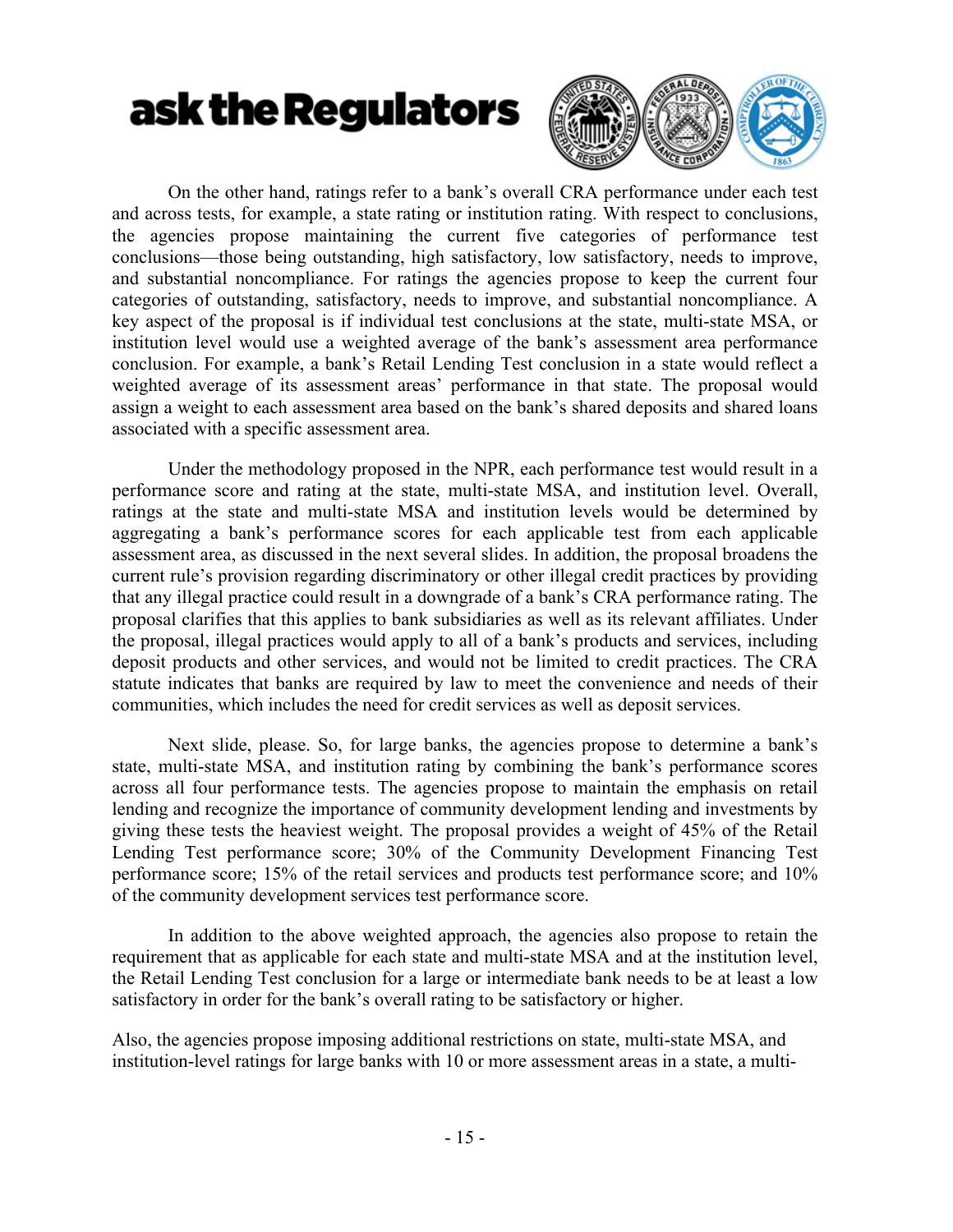On the other hand, ratings refer to a bank's overall CRA performance under each test and across tests, for example, a state rating or institution rating. With respect to conclusions, the agencies propose maintaining the current five categories of performance test conclusions—those being outstanding, high satisfactory, low satisfactory, needs to improve, and substantial noncompliance. For ratings the agencies propose to keep the current four categories of outstanding, satisfactory, needs to improve, and substantial noncompliance. A key aspect of the proposal is if individual test conclusions at the state, multi-state MSA, or institution level would use a weighted average of the bank's assessment area performance conclusion. For example, a bank's Retail Lending Test conclusion in a state would reflect a weighted average of its assessment areas' performance in that state. The proposal would assign a weight to each assessment area based on the bank's shared deposits and shared loans associated with a specific assessment area.

Under the methodology proposed in the NPR, each performance test would result in a performance score and rating at the state, multi-state MSA, and institution level. Overall, ratings at the state and multi-state MSA and institution levels would be determined by aggregating a bank's performance scores for each applicable test from each applicable assessment area, as discussed in the next several slides. In addition, the proposal broadens the current rule's provision regarding discriminatory or other illegal credit practices by providing that any illegal practice could result in a downgrade of a bank's CRA performance rating. The proposal clarifies that this applies to bank subsidiaries as well as its relevant affiliates. Under the proposal, illegal practices would apply to all of a bank's products and services, including deposit products and other services, and would not be limited to credit practices. The CRA statute indicates that banks are required by law to meet the convenience and needs of their communities, which includes the need for credit services as well as deposit services.

Next slide, please. So, for large banks, the agencies propose to determine a bank's state, multi-state MSA, and institution rating by combining the bank's performance scores across all four performance tests. The agencies propose to maintain the emphasis on retail lending and recognize the importance of community development lending and investments by giving these tests the heaviest weight. The proposal provides a weight of 45% of the Retail Lending Test performance score; 30% of the Community Development Financing Test performance score; 15% of the retail services and products test performance score; and 10% of the community development services test performance score.

In addition to the above weighted approach, the agencies also propose to retain the requirement that as applicable for each state and multi-state MSA and at the institution level, the Retail Lending Test conclusion for a large or intermediate bank needs to be at least a low satisfactory in order for the bank's overall rating to be satisfactory or higher.

Also, the agencies propose imposing additional restrictions on state, multi-state MSA, and institution-level ratings for large banks with 10 or more assessment areas in a state, a multi-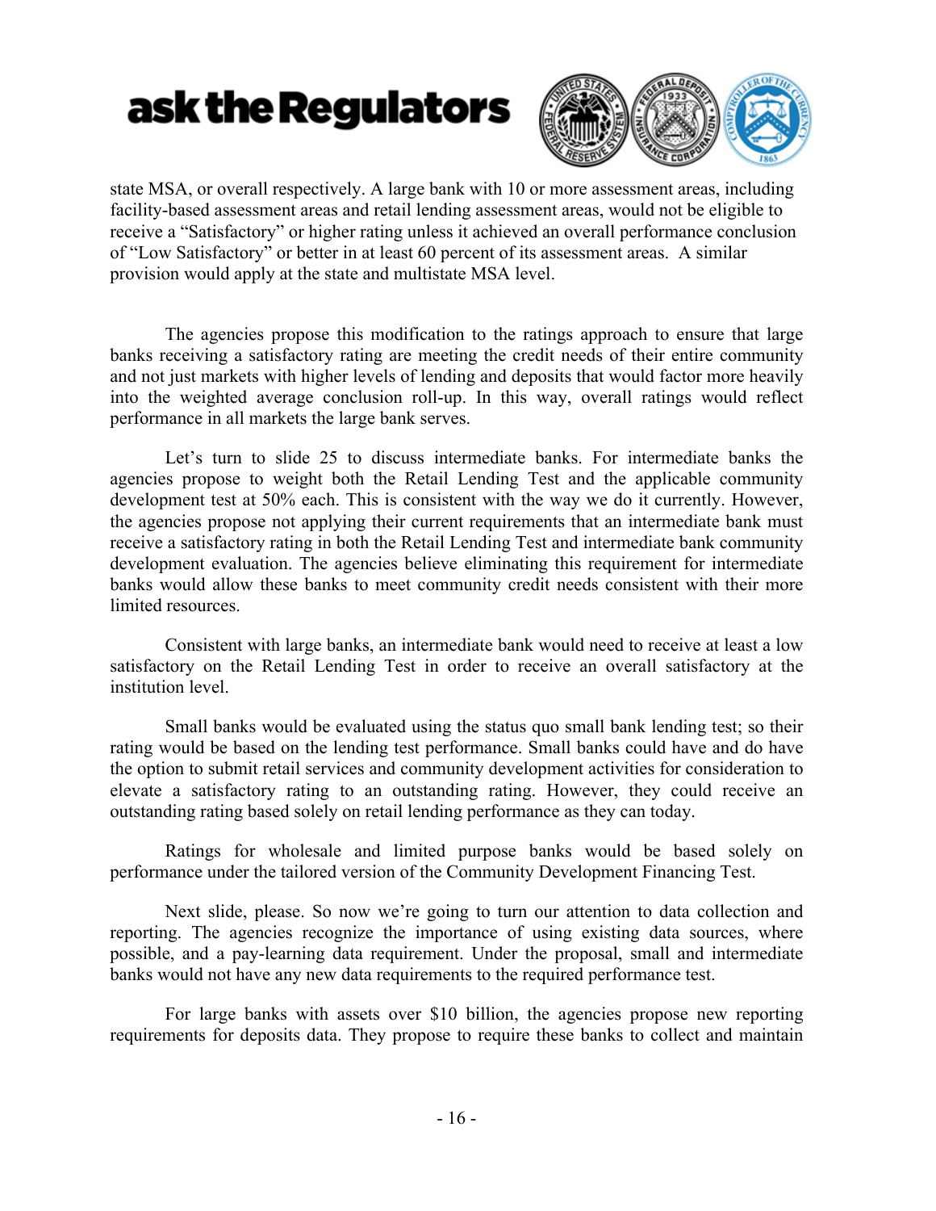state MSA, or overall respectively. A large bank with 10 or more assessment areas, including facility-based assessment areas and retail lending assessment areas, would not be eligible to receive a "Satisfactory" or higher rating unless it achieved an overall performance conclusion of "Low Satisfactory" or better in at least 60 percent of its assessment areas. A similar provision would apply at the state and multistate MSA level.

The agencies propose this modification to the ratings approach to ensure that large banks receiving a satisfactory rating are meeting the credit needs of their entire community and not just markets with higher levels of lending and deposits that would factor more heavily into the weighted average conclusion roll-up. In this way, overall ratings would reflect performance in all markets the large bank serves.

Let's turn to slide 25 to discuss intermediate banks. For intermediate banks the agencies propose to weight both the Retail Lending Test and the applicable community development test at 50% each. This is consistent with the way we do it currently. However, the agencies propose not applying their current requirements that an intermediate bank must receive a satisfactory rating in both the Retail Lending Test and intermediate bank community development evaluation. The agencies believe eliminating this requirement for intermediate banks would allow these banks to meet community credit needs consistent with their more limited resources.

Consistent with large banks, an intermediate bank would need to receive at least a low satisfactory on the Retail Lending Test in order to receive an overall satisfactory at the institution level.

Small banks would be evaluated using the status quo small bank lending test; so their rating would be based on the lending test performance. Small banks could have and do have the option to submit retail services and community development activities for consideration to elevate a satisfactory rating to an outstanding rating. However, they could receive an outstanding rating based solely on retail lending performance as they can today.

Ratings for wholesale and limited purpose banks would be based solely on performance under the tailored version of the Community Development Financing Test.

Next slide, please. So now we're going to turn our attention to data collection and reporting. The agencies recognize the importance of using existing data sources, where possible, and a pay-learning data requirement. Under the proposal, small and intermediate banks would not have any new data requirements to the required performance test.

For large banks with assets over $10 billion, the agencies propose new reporting requirements for deposits data. They propose to require these banks to collect and maintain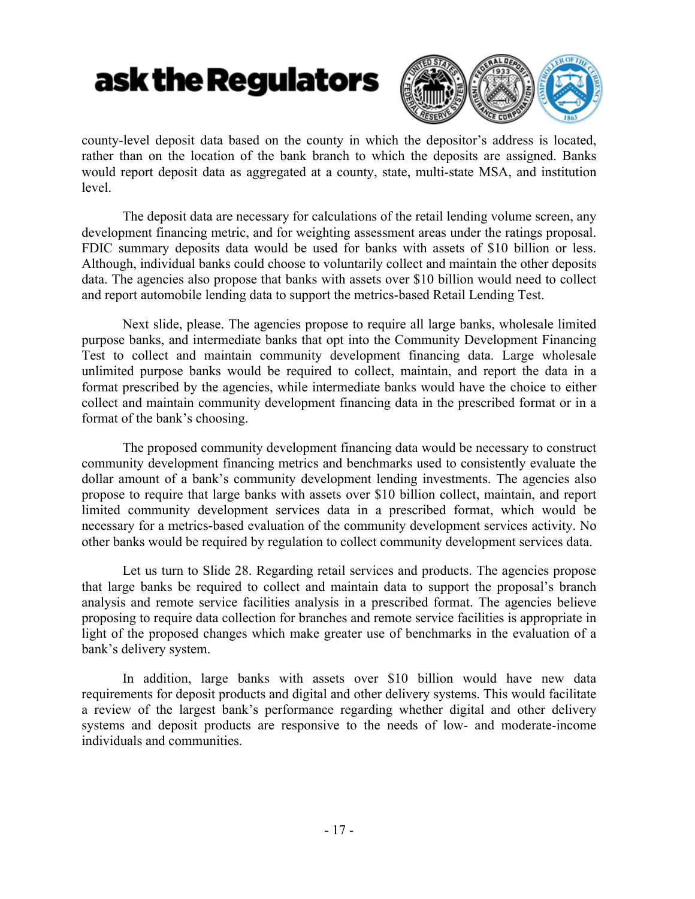county-level deposit data based on the county in which the depositor's address is located, rather than on the location of the bank branch to which the deposits are assigned. Banks would report deposit data as aggregated at a county, state, multi-state MSA, and institution level.

The deposit data are necessary for calculations of the retail lending volume screen, any development financing metric, and for weighting assessment areas under the ratings proposal. FDIC summary deposits data would be used for banks with assets of $10 billion or less. Although, individual banks could choose to voluntarily collect and maintain the other deposits data. The agencies also propose that banks with assets over $10 billion would need to collect and report automobile lending data to support the metrics-based Retail Lending Test.

Next slide, please. The agencies propose to require all large banks, wholesale limited purpose banks, and intermediate banks that opt into the Community Development Financing Test to collect and maintain community development financing data. Large wholesale unlimited purpose banks would be required to collect, maintain, and report the data in a format prescribed by the agencies, while intermediate banks would have the choice to either collect and maintain community development financing data in the prescribed format or in a format of the bank's choosing.

The proposed community development financing data would be necessary to construct community development financing metrics and benchmarks used to consistently evaluate the dollar amount of a bank's community development lending investments. The agencies also propose to require that large banks with assets over $10 billion collect, maintain, and report limited community development services data in a prescribed format, which would be necessary for a metrics-based evaluation of the community development services activity. No other banks would be required by regulation to collect community development services data.

Let us turn to Slide 28. Regarding retail services and products. The agencies propose that large banks be required to collect and maintain data to support the proposal's branch analysis and remote service facilities analysis in a prescribed format. The agencies believe proposing to require data collection for branches and remote service facilities is appropriate in light of the proposed changes which make greater use of benchmarks in the evaluation of a bank's delivery system.

In addition, large banks with assets over $10 billion would have new data requirements for deposit products and digital and other delivery systems. This would facilitate a review of the largest bank's performance regarding whether digital and other delivery systems and deposit products are responsive to the needs of low- and moderate-income individuals and communities.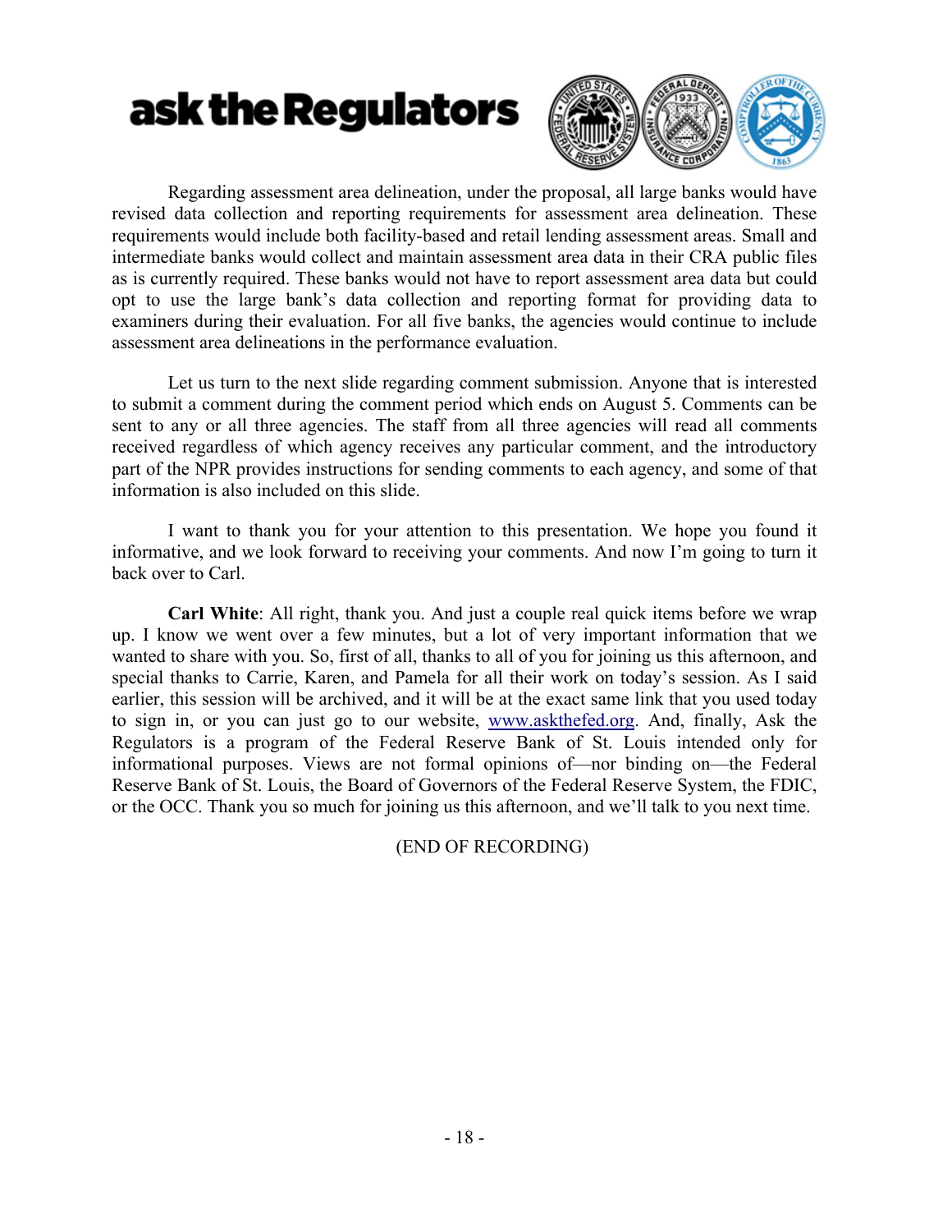Regarding assessment area delineation, under the proposal, all large banks would have revised data collection and reporting requirements for assessment area delineation. These requirements would include both facility-based and retail lending assessment areas. Small and intermediate banks would collect and maintain assessment area data in their CRA public files as is currently required. These banks would not have to report assessment area data but could opt to use the large bank's data collection and reporting format for providing data to examiners during their evaluation. For all five banks, the agencies would continue to include assessment area delineations in the performance evaluation.

Let us turn to the next slide regarding comment submission. Anyone that is interested to submit a comment during the comment period which ends on August 5. Comments can be sent to any or all three agencies. The staff from all three agencies will read all comments received regardless of which agency receives any particular comment, and the introductory part of the NPR provides instructions for sending comments to each agency, and some of that information is also included on this slide.

I want to thank you for your attention to this presentation. We hope you found it informative, and we look forward to receiving your comments. And now I'm going to turn it back over to Carl.

**Carl White**: All right, thank you. And just a couple real quick items before we wrap up. I know we went over a few minutes, but a lot of very important information that we wanted to share with you. So, first of all, thanks to all of you for joining us this afternoon, and special thanks to Carrie, Karen, and Pamela for all their work on today's session. As I said earlier, this session will be archived, and it will be at the exact same link that you used today to sign in, or you can just go to our website, [www.askthefed.org](http://www.askthefed.org). And, finally, Ask the Regulators is a program of the Federal Reserve Bank of St. Louis intended only for informational purposes. Views are not formal opinions of—nor binding on—the Federal Reserve Bank of St. Louis, the Board of Governors of the Federal Reserve System, the FDIC, or the OCC. Thank you so much for joining us this afternoon, and we'll talk to you next time.

(END OF RECORDING)